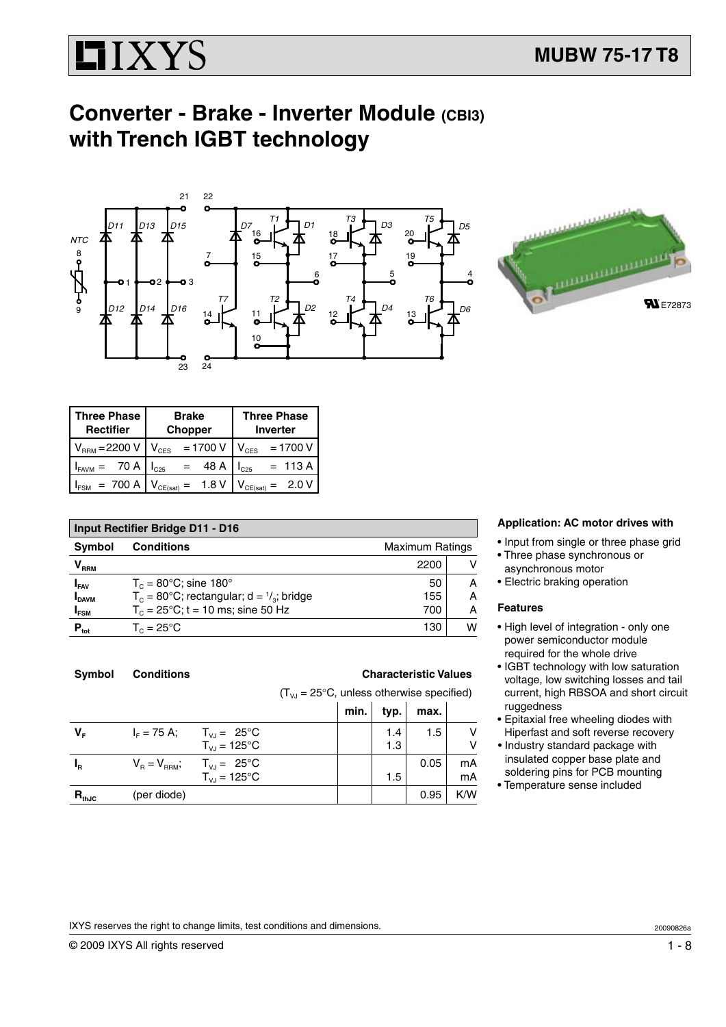# MUBW 75-17 T8

## Converter - Brake - Inverter Module (CBI3) with Trench IGBT technology

| Three Phase Rectifier | Brake Chopper | Three Phase Inverter |
|---|---|---|
| $V_{RRM}$ = 2200 V | $V_{CES}$ = 1700 V | $V_{CES}$ = 1700 V |
| $I_{FAVM}$ = 70 A | $I_{C25}$ = 48 A | $I_{C25}$ = 113 A |
| $I_{FSM}$ = 700 A | $V_{CE(sat)}$ = 1.8 V | $V_{CE(sat)}$ = 2.0 V |

E72873

### Input Rectifier Bridge D11 - D16

| Symbol | Conditions | Maximum Ratings | |
|---|---|---|---|
| $V_{RRM}$ | | 2200 | V |
| $I_{FAV}$ | $T_C$ = 80°C; sine 180° | 50 | A |
| $I_{DAVM}$ | $T_C$ = 80°C; rectangular; d = $^1/_3$; bridge | 155 | A |
| $I_{FSM}$ | $T_C$ = 25°C; t = 10 ms; sine 50 Hz | 700 | A |
| $P_{tot}$ | $T_C$ = 25°C | 130 | W |

| Symbol | Conditions | | Characteristic Values ($T_{VJ}$ = 25°C, unless otherwise specified) min. | typ. | max. | |
|---|---|---|---|---|---|---|
| $V_F$ | $I_F$ = 75 A; | $T_{VJ}$ = 25°C | | 1.4 | 1.5 | V |
| | | $T_{VJ}$ = 125°C | | 1.3 | | V |
| $I_R$ | $V_R = V_{RRM}$; | $T_{VJ}$ = 25°C | | | 0.05 | mA |
| | | $T_{VJ}$ = 125°C | | 1.5 | | mA |
| $R_{thJC}$ | (per diode) | | | | 0.95 | K/W |

**Application: AC motor drives with**

- Input from single or three phase grid
- Three phase synchronous or asynchronous motor
- Electric braking operation

**Features**

- High level of integration - only one power semiconductor module required for the whole drive
- IGBT technology with low saturation voltage, low switching losses and tail current, high RBSOA and short circuit ruggedness
- Epitaxial free wheeling diodes with Hiperfast and soft reverse recovery
- Industry standard package with insulated copper base plate and soldering pins for PCB mounting
- Temperature sense included

IXYS reserves the right to change limits, test conditions and dimensions.

20090826a

© 2009 IXYS All rights reserved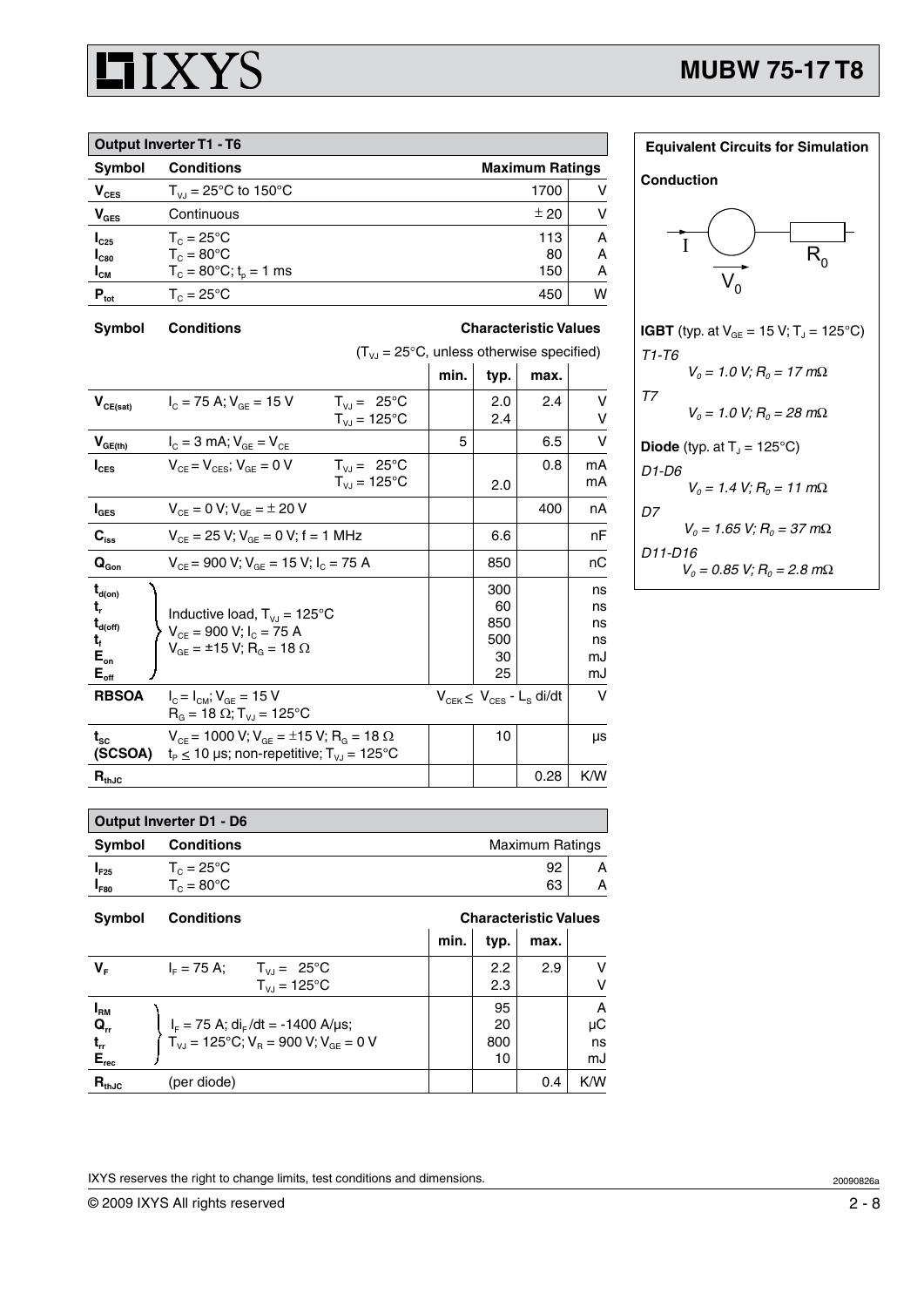## Output Inverter T1 - T6

| Symbol | Conditions | Maximum Ratings | |
|---|---|---|---|
| $V_{CES}$ | $T_{VJ}$ = 25°C to 150°C | 1700 | V |
| $V_{GES}$ | Continuous | ± 20 | V |
| $I_{C25}$ | $T_C$ = 25°C | 113 | A |
| $I_{C80}$ | $T_C$ = 80°C | 80 | A |
| $I_{CM}$ | $T_C$ = 80°C; $t_p$ = 1 ms | 150 | A |
| $P_{tot}$ | $T_C$ = 25°C | 450 | W |

**Characteristic Values** ($T_{VJ}$ = 25°C, unless otherwise specified)

| Symbol | Conditions | | min. | typ. | max. | |
|---|---|---|---|---|---|---|
| $V_{CE(sat)}$ | $I_C$ = 75 A; $V_{GE}$ = 15 V | $T_{VJ}$ = 25°C | | 2.0 | 2.4 | V |
| | | $T_{VJ}$ = 125°C | | 2.4 | | V |
| $V_{GE(th)}$ | $I_C$ = 3 mA; $V_{GE}$ = $V_{CE}$ | | 5 | | 6.5 | V |
| $I_{CES}$ | $V_{CE}$ = $V_{CES}$; $V_{GE}$ = 0 V | $T_{VJ}$ = 25°C | | | 0.8 | mA |
| | | $T_{VJ}$ = 125°C | | 2.0 | | mA |
| $I_{GES}$ | $V_{CE}$ = 0 V; $V_{GE}$ = ± 20 V | | | | 400 | nA |
| $C_{iss}$ | $V_{CE}$ = 25 V; $V_{GE}$ = 0 V; f = 1 MHz | | | 6.6 | | nF |
| $Q_{Gon}$ | $V_{CE}$ = 900 V; $V_{GE}$ = 15 V; $I_C$ = 75 A | | | 850 | | nC |
| $t_{d(on)}$ | Inductive load, $T_{VJ}$ = 125°C; $V_{CE}$ = 900 V; $I_C$ = 75 A; $V_{GE}$ = ±15 V; $R_G$ = 18 Ω | | | 300 | | ns |
| $t_r$ | | | | 60 | | ns |
| $t_{d(off)}$ | | | | 850 | | ns |
| $t_f$ | | | | 500 | | ns |
| $E_{on}$ | | | | 30 | | mJ |
| $E_{off}$ | | | | 25 | | mJ |
| **RBSOA** | $I_C$ = $I_{CM}$; $V_{GE}$ = 15 V; $R_G$ = 18 Ω; $T_{VJ}$ = 125°C | | $V_{CEK}$ ≤ $V_{CES}$ - $L_S$ di/dt | | | V |
| $t_{SC}$ **(SCSOA)** | $V_{CE}$ = 1000 V; $V_{GE}$ = ±15 V; $R_G$ = 18 Ω; $t_P$ ≤ 10 µs; non-repetitive; $T_{VJ}$ = 125°C | | | 10 | | µs |
| $R_{thJC}$ | | | | | 0.28 | K/W |

## Output Inverter D1 - D6

| Symbol | Conditions | Maximum Ratings | |
|---|---|---|---|
| $I_{F25}$ | $T_C$ = 25°C | 92 | A |
| $I_{F80}$ | $T_C$ = 80°C | 63 | A |

**Characteristic Values**

| Symbol | Conditions | | min. | typ. | max. | |
|---|---|---|---|---|---|---|
| $V_F$ | $I_F$ = 75 A; | $T_{VJ}$ = 25°C | | 2.2 | 2.9 | V |
| | | $T_{VJ}$ = 125°C | | 2.3 | | V |
| $I_{RM}$ | $I_F$ = 75 A; $di_F/dt$ = -1400 A/µs; $T_{VJ}$ = 125°C; $V_R$ = 900 V; $V_{GE}$ = 0 V | | | 95 | | A |
| $Q_{rr}$ | | | | 20 | | µC |
| $t_{rr}$ | | | | 800 | | ns |
| $E_{rec}$ | | | | 10 | | mJ |
| $R_{thJC}$ | (per diode) | | | | 0.4 | K/W |

### Equivalent Circuits for Simulation

**Conduction**

I, $V_0$, $R_0$

**IGBT** (typ. at $V_{GE}$ = 15 V; $T_J$ = 125°C)

*T1-T6*
$V_0$ = 1.0 V; $R_0$ = 17 mΩ

*T7*
$V_0$ = 1.0 V; $R_0$ = 28 mΩ

**Diode** (typ. at $T_J$ = 125°C)

*D1-D6*
$V_0$ = 1.4 V; $R_0$ = 11 mΩ

*D7*
$V_0$ = 1.65 V; $R_0$ = 37 mΩ

*D11-D16*
$V_0$ = 0.85 V; $R_0$ = 2.8 mΩ

IXYS reserves the right to change limits, test conditions and dimensions.

20090826a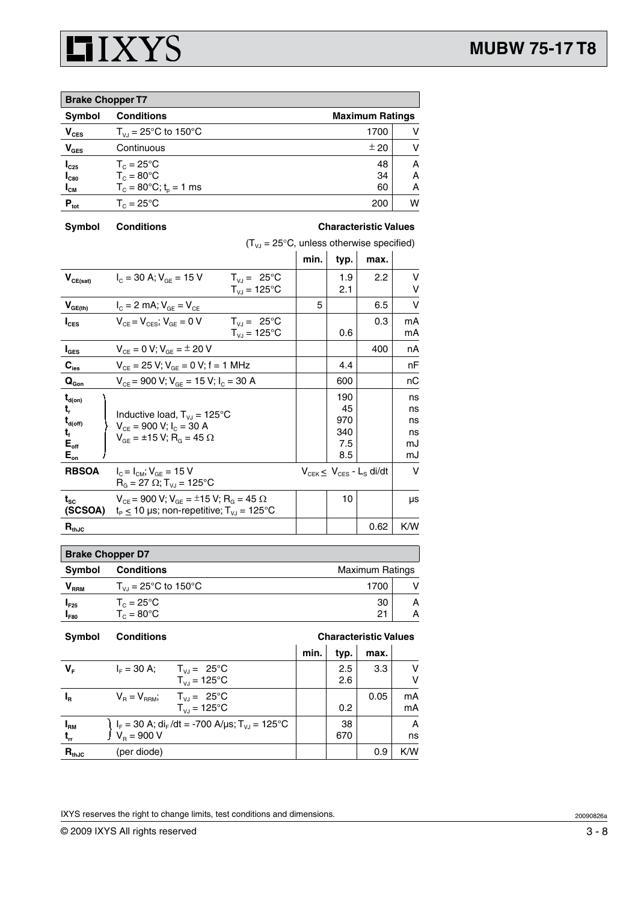## Brake Chopper T7

| Symbol | Conditions | Maximum Ratings | |
|---|---|---|---|
| $V_{CES}$ | $T_{VJ}$ = 25°C to 150°C | 1700 | V |
| $V_{GES}$ | Continuous | ± 20 | V |
| $I_{C25}$<br>$I_{C80}$<br>$I_{CM}$ | $T_C$ = 25°C<br>$T_C$ = 80°C<br>$T_C$ = 80°C; $t_p$ = 1 ms | 48<br>34<br>60 | A<br>A<br>A |
| $P_{tot}$ | $T_C$ = 25°C | 200 | W |

| Symbol | Conditions | | Characteristic Values ($T_{VJ}$ = 25°C, unless otherwise specified) min. | typ. | max. | |
|---|---|---|---|---|---|---|
| $V_{CE(sat)}$ | $I_C$ = 30 A; $V_{GE}$ = 15 V | $T_{VJ}$ = 25°C<br>$T_{VJ}$ = 125°C | | 1.9<br>2.1 | 2.2 | V<br>V |
| $V_{GE(th)}$ | $I_C$ = 2 mA; $V_{GE}$ = $V_{CE}$ | | 5 | | 6.5 | V |
| $I_{CES}$ | $V_{CE}$ = $V_{CES}$; $V_{GE}$ = 0 V | $T_{VJ}$ = 25°C<br>$T_{VJ}$ = 125°C | | <br>0.6 | 0.3 | mA<br>mA |
| $I_{GES}$ | $V_{CE}$ = 0 V; $V_{GE}$ = ± 20 V | | | | 400 | nA |
| $C_{ies}$ | $V_{CE}$ = 25 V; $V_{GE}$ = 0 V; f = 1 MHz | | | 4.4 | | nF |
| $Q_{Gon}$ | $V_{CE}$ = 900 V; $V_{GE}$ = 15 V; $I_C$ = 30 A | | | 600 | | nC |
| $t_{d(on)}$<br>$t_r$<br>$t_{d(off)}$<br>$t_f$<br>$E_{off}$<br>$E_{on}$ | Inductive load, $T_{VJ}$ = 125°C<br>$V_{CE}$ = 900 V; $I_C$ = 30 A<br>$V_{GE}$ = ±15 V; $R_G$ = 45 Ω | | | 190<br>45<br>970<br>340<br>7.5<br>8.5 | | ns<br>ns<br>ns<br>ns<br>mJ<br>mJ |
| **RBSOA** | $I_C$ = $I_{CM}$; $V_{GE}$ = 15 V<br>$R_G$ = 27 Ω; $T_{VJ}$ = 125°C | | $V_{CEK} \leq V_{CES} - L_S$ di/dt | | | V |
| $t_{SC}$ **(SCSOA)** | $V_{CE}$ = 900 V; $V_{GE}$ = ±15 V; $R_G$ = 45 Ω<br>$t_P \leq$ 10 µs; non-repetitive; $T_{VJ}$ = 125°C | | | 10 | | µs |
| $R_{thJC}$ | | | | | 0.62 | K/W |

## Brake Chopper D7

| Symbol | Conditions | Maximum Ratings | |
|---|---|---|---|
| $V_{RRM}$ | $T_{VJ}$ = 25°C to 150°C | 1700 | V |
| $I_{F25}$<br>$I_{F80}$ | $T_C$ = 25°C<br>$T_C$ = 80°C | 30<br>21 | A<br>A |

| Symbol | Conditions | | Characteristic Values min. | typ. | max. | |
|---|---|---|---|---|---|---|
| $V_F$ | $I_F$ = 30 A; | $T_{VJ}$ = 25°C<br>$T_{VJ}$ = 125°C | | 2.5<br>2.6 | 3.3 | V<br>V |
| $I_R$ | $V_R$ = $V_{RRM}$; | $T_{VJ}$ = 25°C<br>$T_{VJ}$ = 125°C | | <br>0.2 | 0.05 | mA<br>mA |
| $I_{RM}$<br>$t_{rr}$ | $I_F$ = 30 A; $di_F/dt$ = -700 A/µs; $T_{VJ}$ = 125°C<br>$V_R$ = 900 V | | | 38<br>670 | | A<br>ns |
| $R_{thJC}$ | (per diode) | | | | 0.9 | K/W |

IXYS reserves the right to change limits, test conditions and dimensions.

20090826a

© 2009 IXYS All rights reserved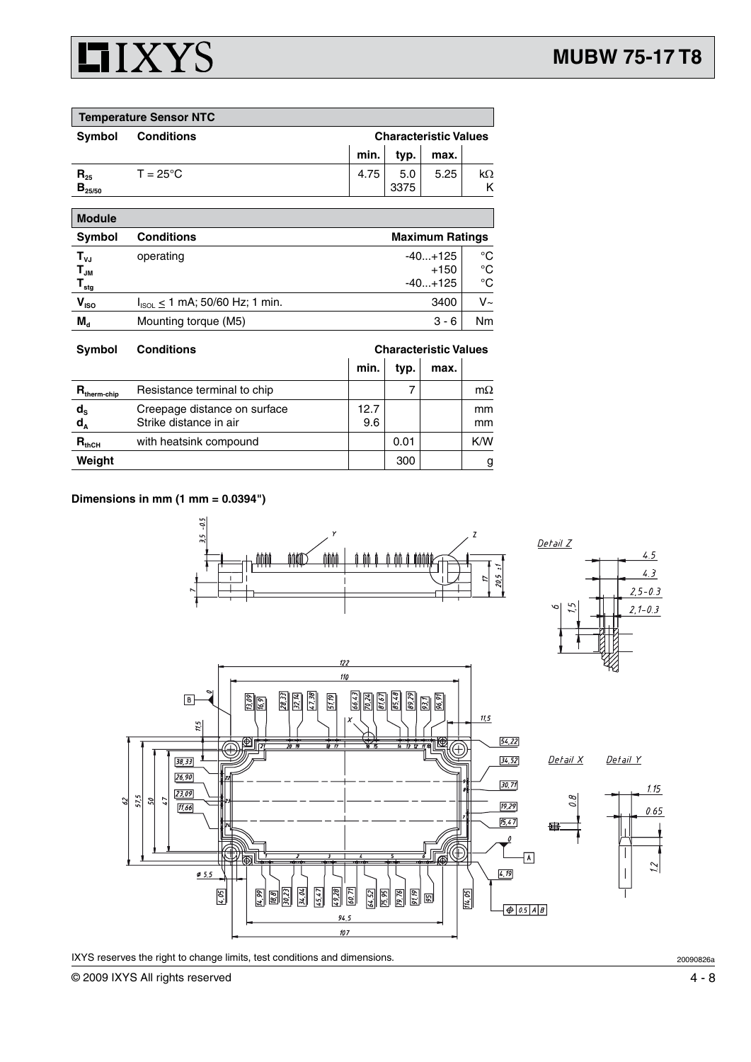| Temperature Sensor NTC | | | | | |
|---|---|---|---|---|---|
| **Symbol** | **Conditions** | **Characteristic Values** | | | |
| | | **min.** | **typ.** | **max.** | |
| $R_{25}$ | T = 25°C | 4.75 | 5.0 | 5.25 | kΩ |
| $B_{25/50}$ | | | 3375 | | K |

| Module | | | |
|---|---|---|---|
| **Symbol** | **Conditions** | **Maximum Ratings** | |
| $T_{VJ}$ | operating | -40...+125 | °C |
| $T_{JM}$ | | +150 | °C |
| $T_{stg}$ | | -40...+125 | °C |
| $V_{ISO}$ | $I_{ISOL} \leq$ 1 mA; 50/60 Hz; 1 min. | 3400 | V~ |
| $M_d$ | Mounting torque (M5) | 3 - 6 | Nm |

| Symbol | Conditions | Characteristic Values | | | |
|---|---|---|---|---|---|
| | | **min.** | **typ.** | **max.** | |
| $R_{therm-chip}$ | Resistance terminal to chip | | 7 | | mΩ |
| $d_S$ | Creepage distance on surface | 12.7 | | | mm |
| $d_A$ | Strike distance in air | 9.6 | | | mm |
| $R_{thCH}$ | with heatsink compound | | 0.01 | | K/W |
| **Weight** | | | 300 | | g |

**Dimensions in mm (1 mm = 0.0394")**

IXYS reserves the right to change limits, test conditions and dimensions.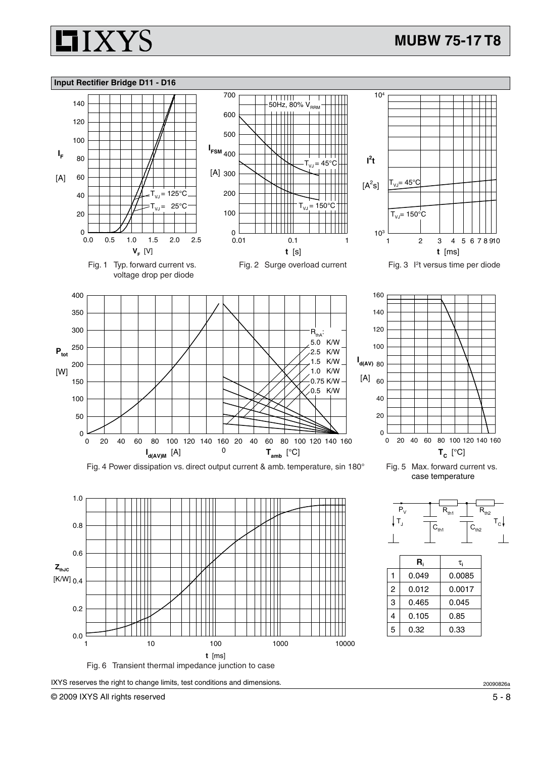## Input Rectifier Bridge D11 - D16

Fig. 1 Typ. forward current vs. voltage drop per diode

Fig. 2 Surge overload current

Fig. 3 $I^2t$ versus time per diode

Fig. 4 Power dissipation vs. direct output current & amb. temperature, sin 180°

Fig. 5 Max. forward current vs. case temperature

Fig. 6 Transient thermal impedance junction to case

| | $R_i$ | $\tau_i$ |
|---|---|---|
| 1 | 0.049 | 0.0085 |
| 2 | 0.012 | 0.0017 |
| 3 | 0.465 | 0.045 |
| 4 | 0.105 | 0.85 |
| 5 | 0.32 | 0.33 |

IXYS reserves the right to change limits, test conditions and dimensions.

20090826a

© 2009 IXYS All rights reserved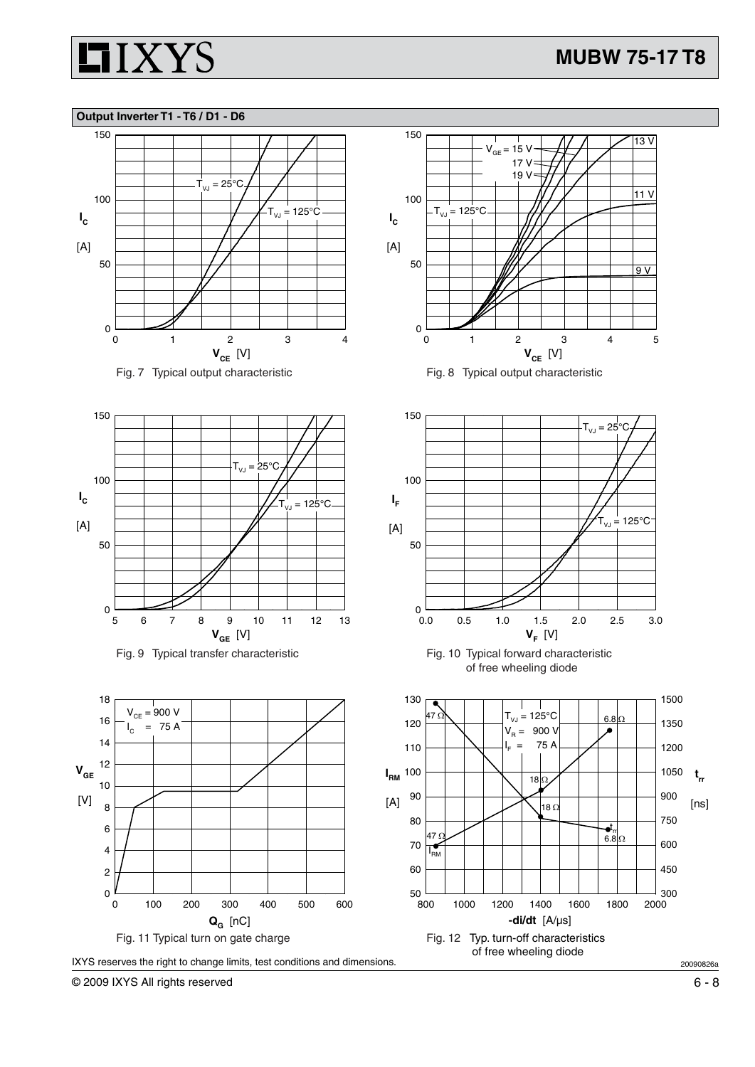## Output Inverter T1 - T6 / D1 - D6

Fig. 7 Typical output characteristic

Fig. 8 Typical output characteristic

Fig. 9 Typical transfer characteristic

Fig. 10 Typical forward characteristic of free wheeling diode

Fig. 11 Typical turn on gate charge

Fig. 12 Typ. turn-off characteristics of free wheeling diode

IXYS reserves the right to change limits, test conditions and dimensions.

20090826a

© 2009 IXYS All rights reserved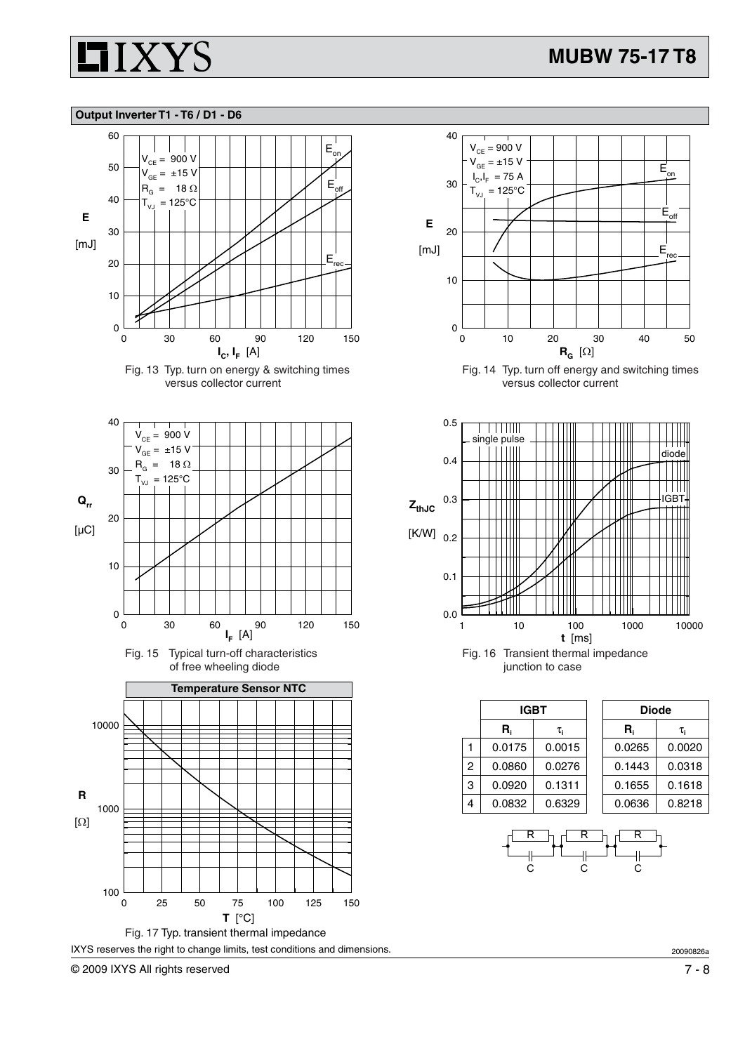## Output Inverter T1 - T6 / D1 - D6

Fig. 13 Typ. turn on energy & switching times versus collector current

Fig. 14 Typ. turn off energy and switching times versus collector current

Fig. 15 Typical turn-off characteristics of free wheeling diode

Fig. 16 Transient thermal impedance junction to case

### Temperature Sensor NTC

| | IGBT | | Diode | |
|---|---|---|---|---|
| | $R_i$ | $\tau_i$ | $R_i$ | $\tau_i$ |
| 1 | 0.0175 | 0.0015 | 0.0265 | 0.0020 |
| 2 | 0.0860 | 0.0276 | 0.1443 | 0.0318 |
| 3 | 0.0920 | 0.1311 | 0.1655 | 0.1618 |
| 4 | 0.0832 | 0.6329 | 0.0636 | 0.8218 |

Fig. 17 Typ. transient thermal impedance

IXYS reserves the right to change limits, test conditions and dimensions.

20090826a

© 2009 IXYS All rights reserved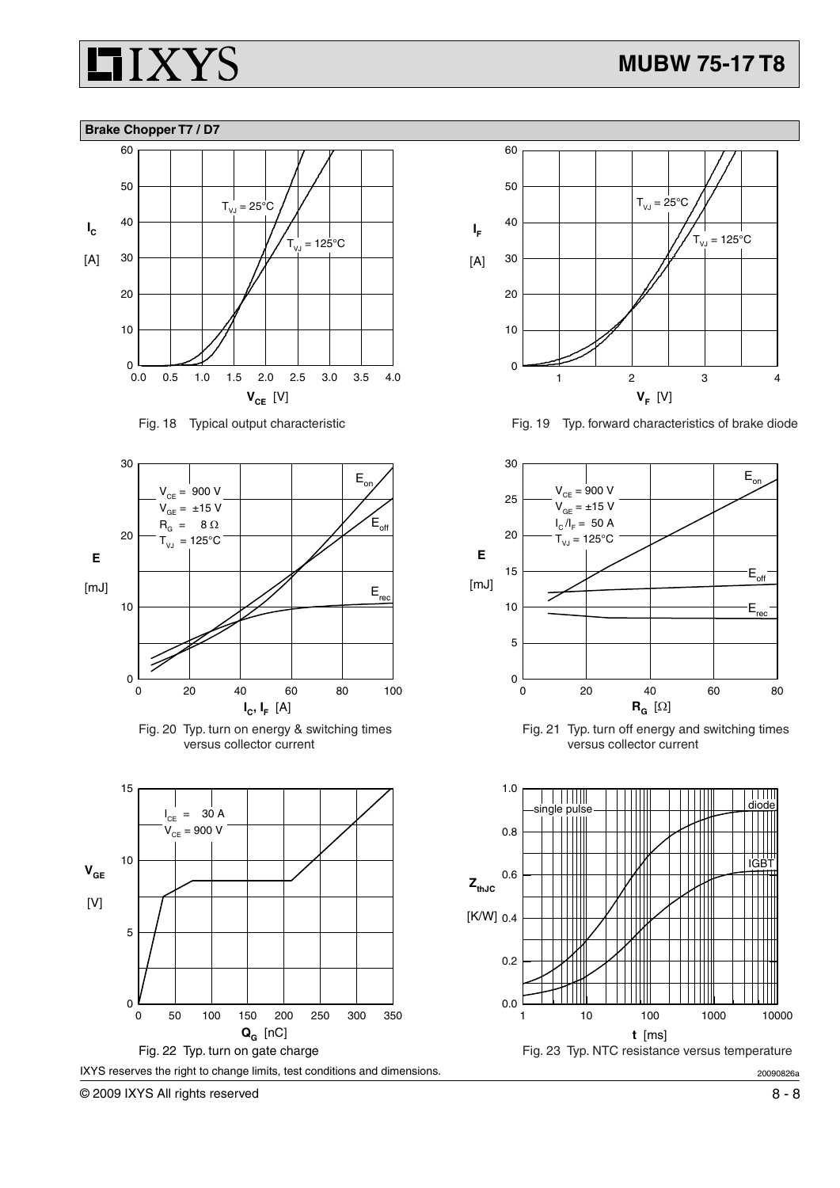## Brake Chopper T7 / D7

$I_C$ [A]

60, 50, 40, 30, 20, 10, 0

$T_{VJ}$ = 25°C

$T_{VJ}$ = 125°C

0.0 0.5 1.0 1.5 2.0 2.5 3.0 3.5 4.0

$V_{CE}$ [V]

Fig. 18 Typical output characteristic

$I_F$ [A]

60, 50, 40, 30, 20, 10, 0

$T_{VJ}$ = 25°C

$T_{VJ}$ = 125°C

1 2 3 4

$V_F$ [V]

Fig. 19 Typ. forward characteristics of brake diode

E [mJ]

30, 20, 10, 0

$V_{CE}$ = 900 V
$V_{GE}$ = ±15 V
$R_G$ = 8 Ω
$T_{VJ}$ = 125°C

$E_{on}$

$E_{off}$

$E_{rec}$

0 20 40 60 80 100

$I_C$, $I_F$ [A]

Fig. 20 Typ. turn on energy & switching times versus collector current

E [mJ]

30, 25, 20, 15, 10, 5, 0

$V_{CE}$ = 900 V
$V_{GE}$ = ±15 V
$I_C$/$I_F$ = 50 A
$T_{VJ}$ = 125°C

$E_{on}$

$E_{off}$

$E_{rec}$

0 20 40 60 80

$R_G$ [Ω]

Fig. 21 Typ. turn off energy and switching times versus collector current

$V_{GE}$ [V]

15, 10, 5, 0

$I_{CE}$ = 30 A
$V_{CE}$ = 900 V

0 50 100 150 200 250 300 350

$Q_G$ [nC]

Fig. 22 Typ. turn on gate charge

$Z_{thJC}$ [K/W]

1.0, 0.8, 0.6, 0.4, 0.2, 0.0

single pulse

diode

IGBT

1 10 100 1000 10000

t [ms]

Fig. 23 Typ. NTC resistance versus temperature

IXYS reserves the right to change limits, test conditions and dimensions.

20090826a

© 2009 IXYS All rights reserved